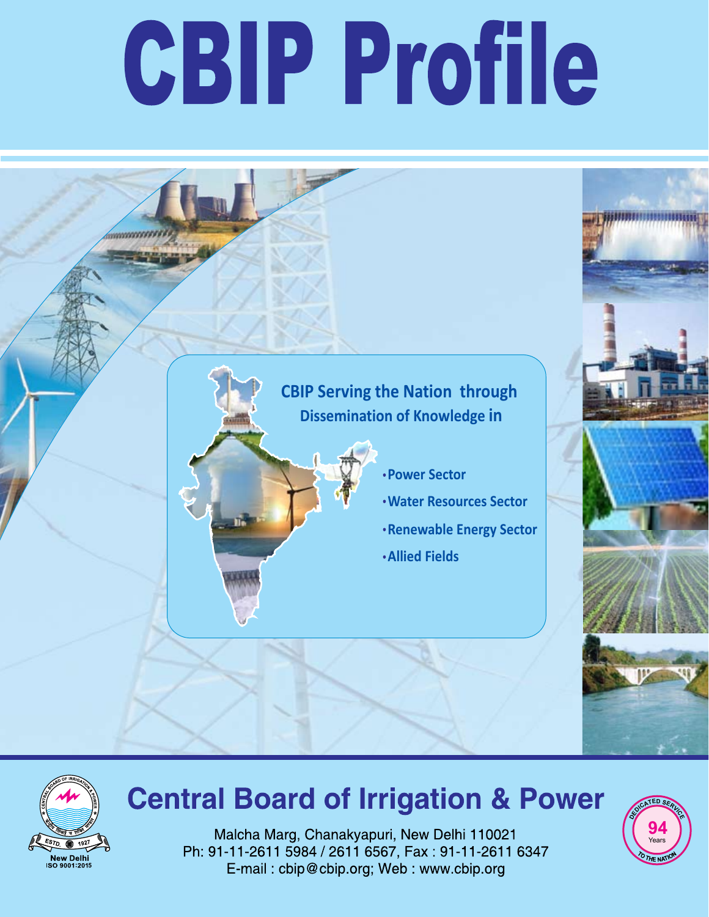# CBIP Profile

**CBIP Serving the Nation through Dissemination of Knowledge in**

- **Power Sector**
- **Water Resources Sector**
- **Renewable Energy Sector**
- **Allied Fields**

## Central Board of Irrigation & Power

Malcha Marg, Chanakyapuri, New Delhi 110021
Ph: 91-11-2611 5984 / 2611 6567, Fax : 91-11-2611 6347
E-mail : cbip@cbip.org; Web : www.cbip.org

ESTD. 1927
New Delhi
ISO 9001:2015

DEDICATED SERVICE 94 Years TO THE NATION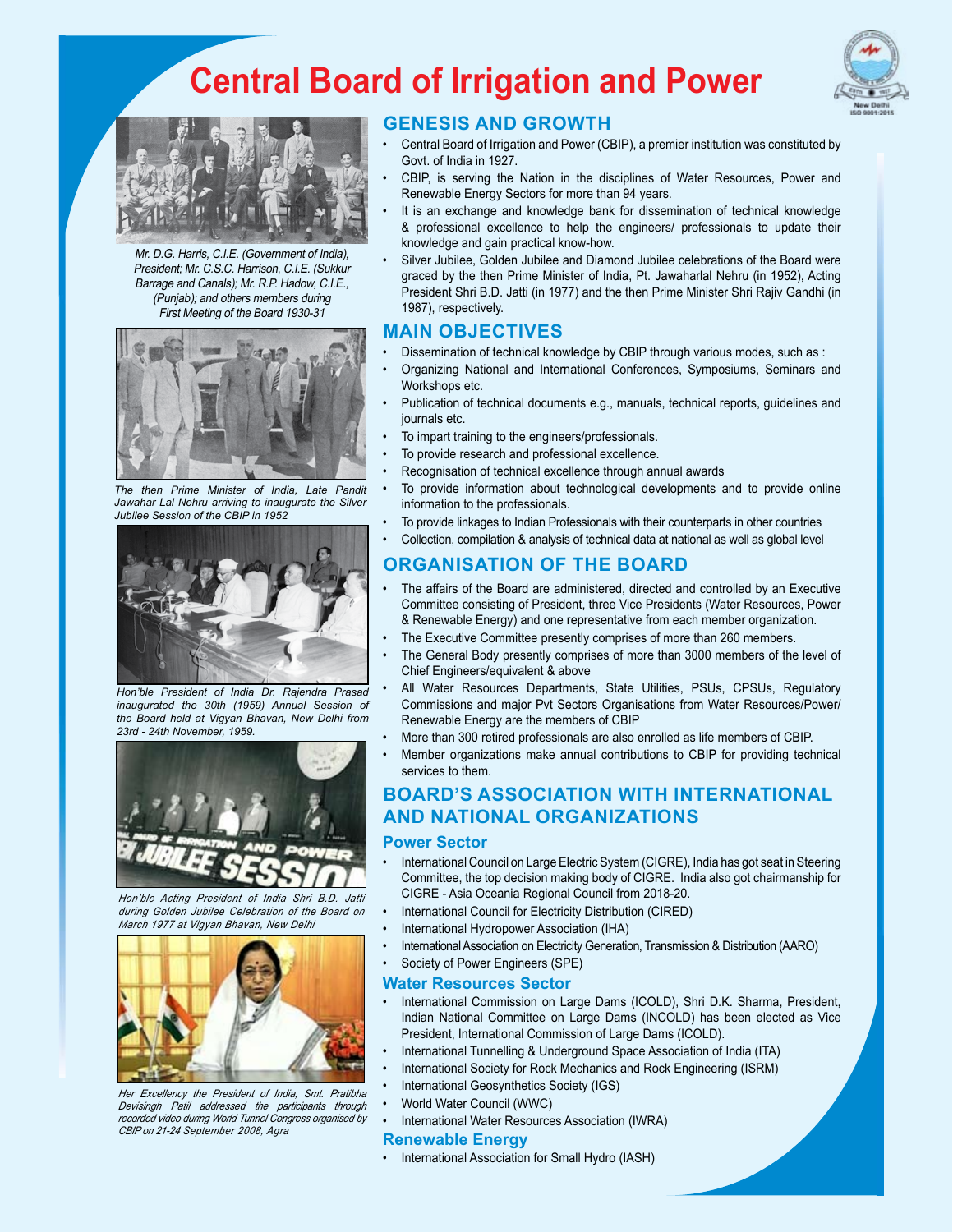# Central Board of Irrigation and Power

*Mr. D.G. Harris, C.I.E. (Government of India), President; Mr. C.S.C. Harrison, C.I.E. (Sukkur Barrage and Canals); Mr. R.P. Hadow, C.I.E., (Punjab); and others members during First Meeting of the Board 1930-31*

*The then Prime Minister of India, Late Pandit Jawahar Lal Nehru arriving to inaugurate the Silver Jubilee Session of the CBIP in 1952*

*Hon'ble President of India Dr. Rajendra Prasad inaugurated the 30th (1959) Annual Session of the Board held at Vigyan Bhavan, New Delhi from 23rd - 24th November, 1959.*

*Hon'ble Acting President of India Shri B.D. Jatti during Golden Jubilee Celebration of the Board on March 1977 at Vigyan Bhavan, New Delhi*

*Her Excellency the President of India, Smt. Pratibha Devisingh Patil addressed the participants through recorded video during World Tunnel Congress organised by CBIP on 21-24 September 2008, Agra*

## GENESIS AND GROWTH

- Central Board of Irrigation and Power (CBIP), a premier institution was constituted by Govt. of India in 1927.
- CBIP, is serving the Nation in the disciplines of Water Resources, Power and Renewable Energy Sectors for more than 94 years.
- It is an exchange and knowledge bank for dissemination of technical knowledge & professional excellence to help the engineers/ professionals to update their knowledge and gain practical know-how.
- Silver Jubilee, Golden Jubilee and Diamond Jubilee celebrations of the Board were graced by the then Prime Minister of India, Pt. Jawaharlal Nehru (in 1952), Acting President Shri B.D. Jatti (in 1977) and the then Prime Minister Shri Rajiv Gandhi (in 1987), respectively.

## MAIN OBJECTIVES

- Dissemination of technical knowledge by CBIP through various modes, such as :
- Organizing National and International Conferences, Symposiums, Seminars and Workshops etc.
- Publication of technical documents e.g., manuals, technical reports, guidelines and journals etc.
- To impart training to the engineers/professionals.
- To provide research and professional excellence.
- Recognisation of technical excellence through annual awards
- To provide information about technological developments and to provide online information to the professionals.
- To provide linkages to Indian Professionals with their counterparts in other countries
- Collection, compilation & analysis of technical data at national as well as global level

## ORGANISATION OF THE BOARD

- The affairs of the Board are administered, directed and controlled by an Executive Committee consisting of President, three Vice Presidents (Water Resources, Power & Renewable Energy) and one representative from each member organization.
- The Executive Committee presently comprises of more than 260 members.
- The General Body presently comprises of more than 3000 members of the level of Chief Engineers/equivalent & above
- All Water Resources Departments, State Utilities, PSUs, CPSUs, Regulatory Commissions and major Pvt Sectors Organisations from Water Resources/Power/ Renewable Energy are the members of CBIP
- More than 300 retired professionals are also enrolled as life members of CBIP.
- Member organizations make annual contributions to CBIP for providing technical services to them.

## BOARD'S ASSOCIATION WITH INTERNATIONAL AND NATIONAL ORGANIZATIONS

### Power Sector

- International Council on Large Electric System (CIGRE), India has got seat in Steering Committee, the top decision making body of CIGRE. India also got chairmanship for CIGRE - Asia Oceania Regional Council from 2018-20.
- International Council for Electricity Distribution (CIRED)
- International Hydropower Association (IHA)
- International Association on Electricity Generation, Transmission & Distribution (AARO)
- Society of Power Engineers (SPE)

### Water Resources Sector

- International Commission on Large Dams (ICOLD), Shri D.K. Sharma, President, Indian National Committee on Large Dams (INCOLD) has been elected as Vice President, International Commission of Large Dams (ICOLD).
- International Tunnelling & Underground Space Association of India (ITA)
- International Society for Rock Mechanics and Rock Engineering (ISRM)
- International Geosynthetics Society (IGS)
- World Water Council (WWC)
- International Water Resources Association (IWRA)

### Renewable Energy

- International Association for Small Hydro (IASH)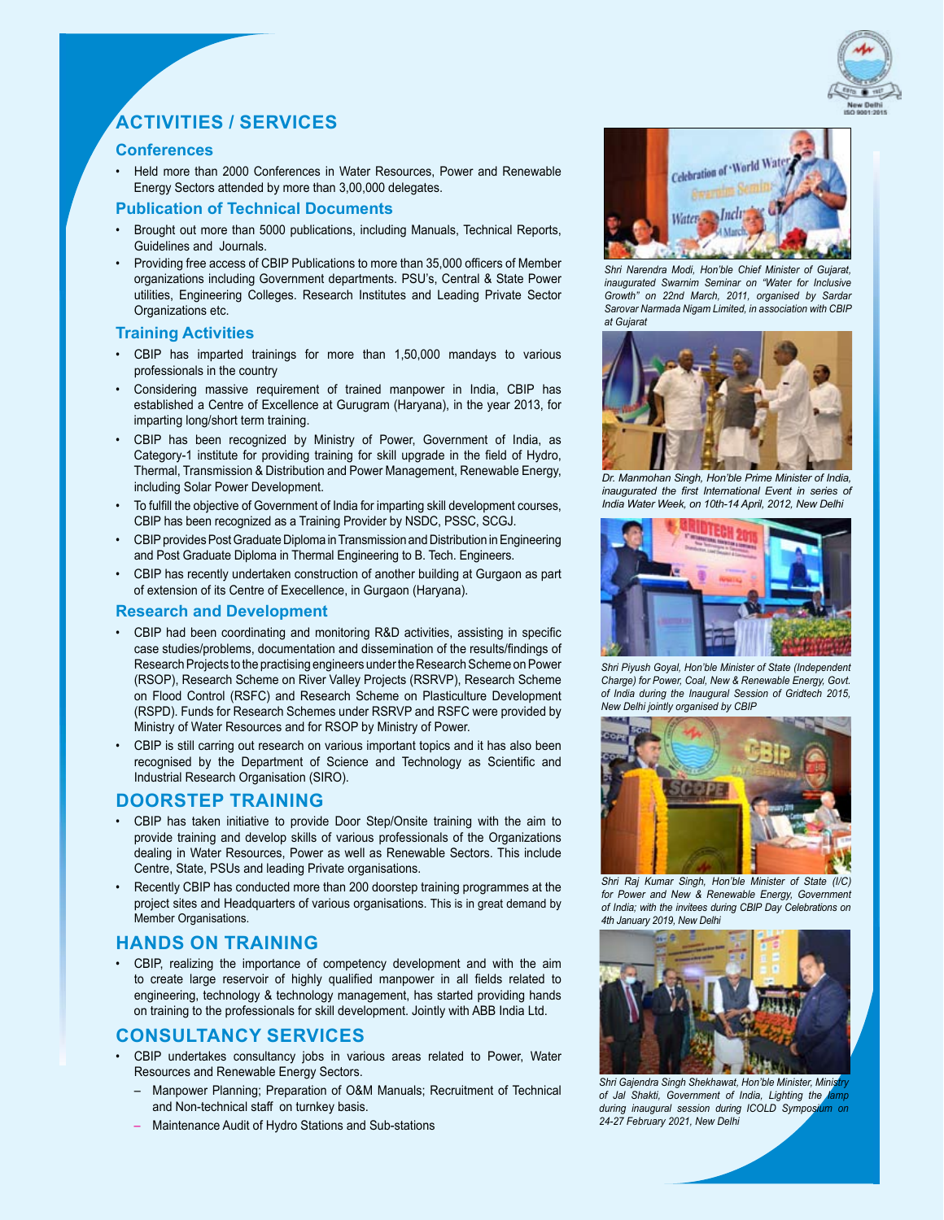## ACTIVITIES / SERVICES

### Conferences

- Held more than 2000 Conferences in Water Resources, Power and Renewable Energy Sectors attended by more than 3,00,000 delegates.

### Publication of Technical Documents

- Brought out more than 5000 publications, including Manuals, Technical Reports, Guidelines and Journals.
- Providing free access of CBIP Publications to more than 35,000 officers of Member organizations including Government departments. PSU's, Central & State Power utilities, Engineering Colleges. Research Institutes and Leading Private Sector Organizations etc.

### Training Activities

- CBIP has imparted trainings for more than 1,50,000 mandays to various professionals in the country
- Considering massive requirement of trained manpower in India, CBIP has established a Centre of Excellence at Gurugram (Haryana), in the year 2013, for imparting long/short term training.
- CBIP has been recognized by Ministry of Power, Government of India, as Category-1 institute for providing training for skill upgrade in the field of Hydro, Thermal, Transmission & Distribution and Power Management, Renewable Energy, including Solar Power Development.
- To fulfill the objective of Government of India for imparting skill development courses, CBIP has been recognized as a Training Provider by NSDC, PSSC, SCGJ.
- CBIP provides Post Graduate Diploma in Transmission and Distribution in Engineering and Post Graduate Diploma in Thermal Engineering to B. Tech. Engineers.
- CBIP has recently undertaken construction of another building at Gurgaon as part of extension of its Centre of Execellence, in Gurgaon (Haryana).

### Research and Development

- CBIP had been coordinating and monitoring R&D activities, assisting in specific case studies/problems, documentation and dissemination of the results/findings of Research Projects to the practising engineers under the Research Scheme on Power (RSOP), Research Scheme on River Valley Projects (RSRVP), Research Scheme on Flood Control (RSFC) and Research Scheme on Plasticulture Development (RSPD). Funds for Research Schemes under RSRVP and RSFC were provided by Ministry of Water Resources and for RSOP by Ministry of Power.
- CBIP is still carring out research on various important topics and it has also been recognised by the Department of Science and Technology as Scientific and Industrial Research Organisation (SIRO).

## DOORSTEP TRAINING

- CBIP has taken initiative to provide Door Step/Onsite training with the aim to provide training and develop skills of various professionals of the Organizations dealing in Water Resources, Power as well as Renewable Sectors. This include Centre, State, PSUs and leading Private organisations.
- Recently CBIP has conducted more than 200 doorstep training programmes at the project sites and Headquarters of various organisations. This is in great demand by Member Organisations.

## HANDS ON TRAINING

- CBIP, realizing the importance of competency development and with the aim to create large reservoir of highly qualified manpower in all fields related to engineering, technology & technology management, has started providing hands on training to the professionals for skill development. Jointly with ABB India Ltd.

## CONSULTANCY SERVICES

- CBIP undertakes consultancy jobs in various areas related to Power, Water Resources and Renewable Energy Sectors.
  - Manpower Planning; Preparation of O&M Manuals; Recruitment of Technical and Non-technical staff on turnkey basis.
  - Maintenance Audit of Hydro Stations and Sub-stations

*Shri Narendra Modi, Hon'ble Chief Minister of Gujarat, inaugurated Swarnim Seminar on "Water for Inclusive Growth" on 22nd March, 2011, organised by Sardar Sarovar Narmada Nigam Limited, in association with CBIP at Gujarat*

*Dr. Manmohan Singh, Hon'ble Prime Minister of India, inaugurated the first International Event in series of India Water Week, on 10th-14 April, 2012, New Delhi*

*Shri Piyush Goyal, Hon'ble Minister of State (Independent Charge) for Power, Coal, New & Renewable Energy, Govt. of India during the Inaugural Session of Gridtech 2015, New Delhi jointly organised by CBIP*

*Shri Raj Kumar Singh, Hon'ble Minister of State (I/C) for Power and New & Renewable Energy, Government of India; with the invitees during CBIP Day Celebrations on 4th January 2019, New Delhi*

*Shri Gajendra Singh Shekhawat, Hon'ble Minister, Ministry of Jal Shakti, Government of India, Lighting the lamp during inaugural session during ICOLD Symposium on 24-27 February 2021, New Delhi*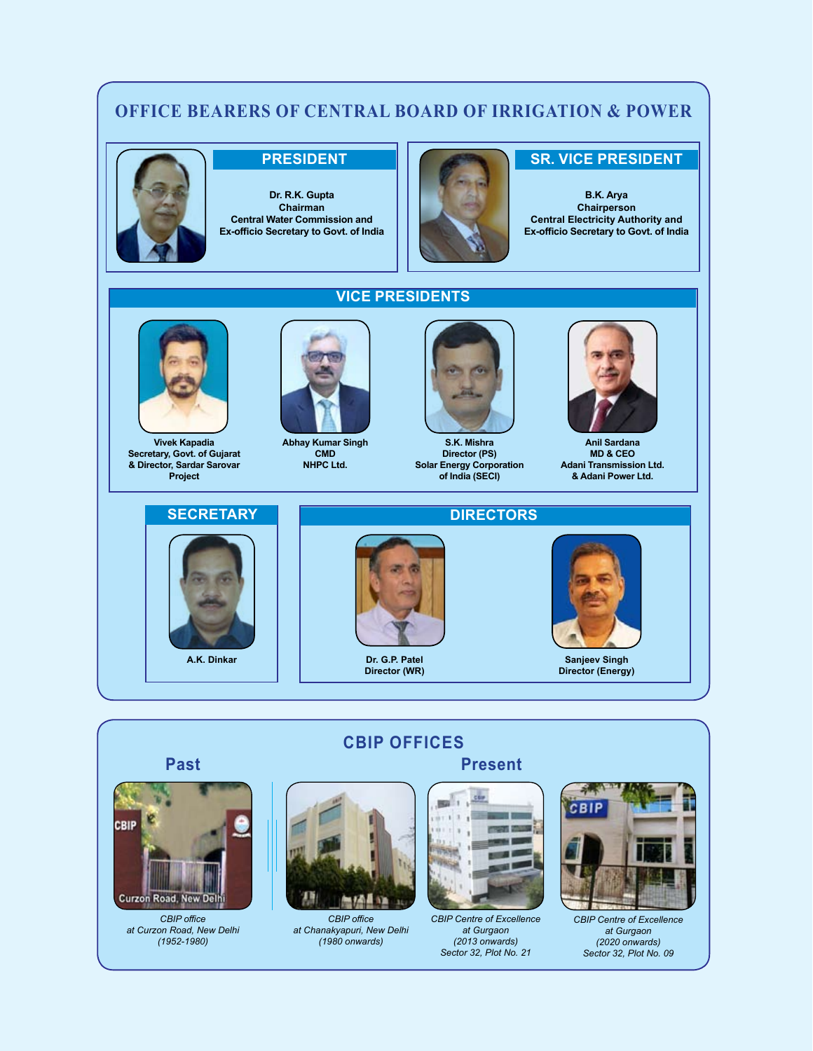# OFFICE BEARERS OF CENTRAL BOARD OF IRRIGATION & POWER

## PRESIDENT

**Dr. R.K. Gupta**
**Chairman**
**Central Water Commission and**
**Ex-officio Secretary to Govt. of India**

## SR. VICE PRESIDENT

**B.K. Arya**
**Chairperson**
**Central Electricity Authority and**
**Ex-officio Secretary to Govt. of India**

## VICE PRESIDENTS

**Vivek Kapadia**
**Secretary, Govt. of Gujarat & Director, Sardar Sarovar Project**

**Abhay Kumar Singh**
**CMD**
**NHPC Ltd.**

**S.K. Mishra**
**Director (PS)**
**Solar Energy Corporation of India (SECI)**

**Anil Sardana**
**MD & CEO**
**Adani Transmission Ltd. & Adani Power Ltd.**

## SECRETARY

**A.K. Dinkar**

## DIRECTORS

**Dr. G.P. Patel**
**Director (WR)**

**Sanjeev Singh**
**Director (Energy)**

# CBIP OFFICES

## Past

*CBIP office at Curzon Road, New Delhi (1952-1980)*

## Present

*CBIP office at Chanakyapuri, New Delhi (1980 onwards)*

*CBIP Centre of Excellence at Gurgaon (2013 onwards) Sector 32, Plot No. 21*

*CBIP Centre of Excellence at Gurgaon (2020 onwards) Sector 32, Plot No. 09*